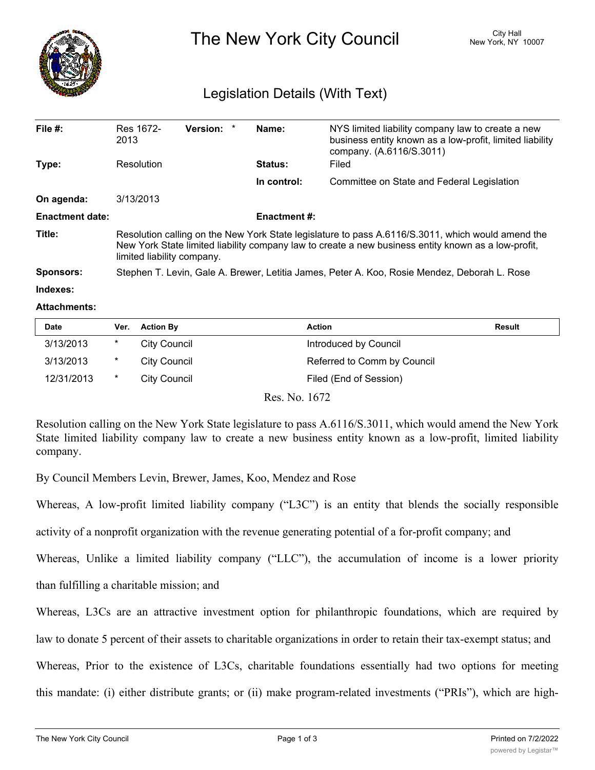# The New York City Council

City Hall
New York, NY 10007

## Legislation Details (With Text)

| | | | |
|---|---|---|---|
| **File #:** | Res 1672-2013 **Version:** * | **Name:** | NYS limited liability company law to create a new business entity known as a low-profit, limited liability company. (A.6116/S.3011) |
| **Type:** | Resolution | **Status:** | Filed |
| | | **In control:** | Committee on State and Federal Legislation |
| **On agenda:** | 3/13/2013 | | |
| **Enactment date:** | | **Enactment #:** | |

**Title:** Resolution calling on the New York State legislature to pass A.6116/S.3011, which would amend the New York State limited liability company law to create a new business entity known as a low-profit, limited liability company.

**Sponsors:** Stephen T. Levin, Gale A. Brewer, Letitia James, Peter A. Koo, Rosie Mendez, Deborah L. Rose

**Indexes:**

**Attachments:**

| Date | Ver. | Action By | Action | Result |
|---|---|---|---|---|
| 3/13/2013 | * | City Council | Introduced by Council | |
| 3/13/2013 | * | City Council | Referred to Comm by Council | |
| 12/31/2013 | * | City Council | Filed (End of Session) | |

Res. No. 1672

Resolution calling on the New York State legislature to pass A.6116/S.3011, which would amend the New York State limited liability company law to create a new business entity known as a low-profit, limited liability company.

By Council Members Levin, Brewer, James, Koo, Mendez and Rose

Whereas, A low-profit limited liability company ("L3C") is an entity that blends the socially responsible activity of a nonprofit organization with the revenue generating potential of a for-profit company; and

Whereas, Unlike a limited liability company ("LLC"), the accumulation of income is a lower priority than fulfilling a charitable mission; and

Whereas, L3Cs are an attractive investment option for philanthropic foundations, which are required by law to donate 5 percent of their assets to charitable organizations in order to retain their tax-exempt status; and

Whereas, Prior to the existence of L3Cs, charitable foundations essentially had two options for meeting this mandate: (i) either distribute grants; or (ii) make program-related investments ("PRIs"), which are high-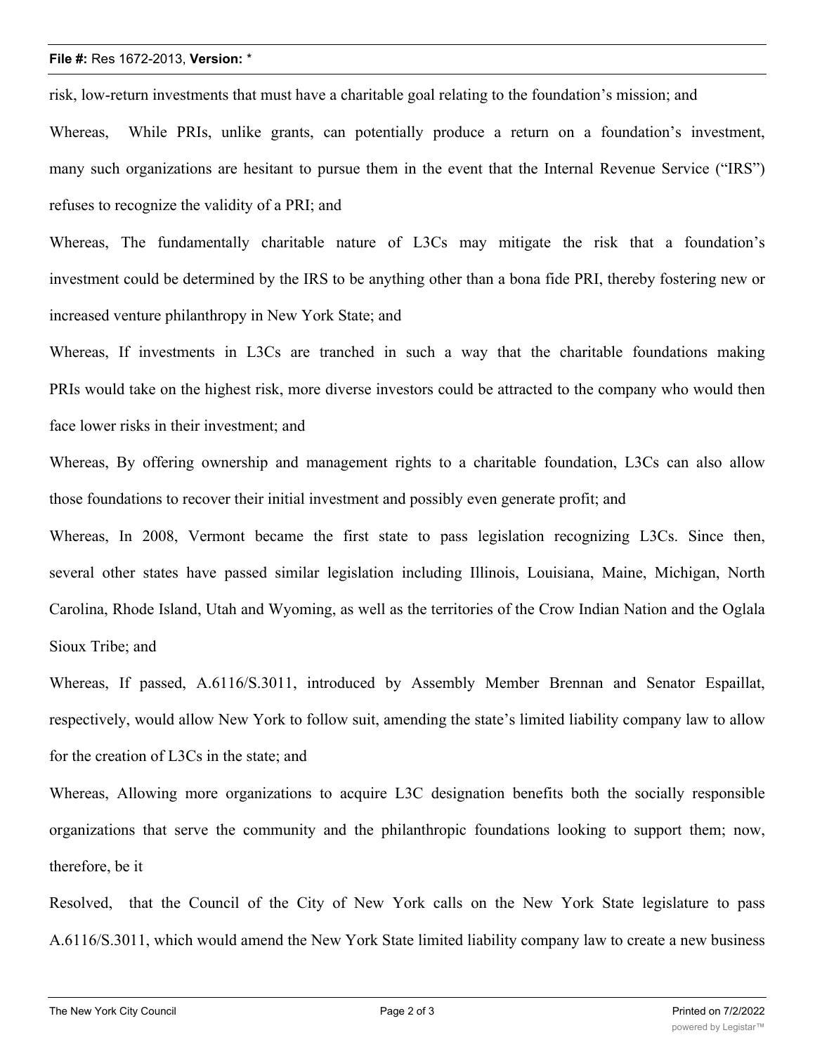risk, low-return investments that must have a charitable goal relating to the foundation's mission; and

Whereas, While PRIs, unlike grants, can potentially produce a return on a foundation's investment, many such organizations are hesitant to pursue them in the event that the Internal Revenue Service ("IRS") refuses to recognize the validity of a PRI; and

Whereas, The fundamentally charitable nature of L3Cs may mitigate the risk that a foundation's investment could be determined by the IRS to be anything other than a bona fide PRI, thereby fostering new or increased venture philanthropy in New York State; and

Whereas, If investments in L3Cs are tranched in such a way that the charitable foundations making PRIs would take on the highest risk, more diverse investors could be attracted to the company who would then face lower risks in their investment; and

Whereas, By offering ownership and management rights to a charitable foundation, L3Cs can also allow those foundations to recover their initial investment and possibly even generate profit; and

Whereas, In 2008, Vermont became the first state to pass legislation recognizing L3Cs. Since then, several other states have passed similar legislation including Illinois, Louisiana, Maine, Michigan, North Carolina, Rhode Island, Utah and Wyoming, as well as the territories of the Crow Indian Nation and the Oglala Sioux Tribe; and

Whereas, If passed, A.6116/S.3011, introduced by Assembly Member Brennan and Senator Espaillat, respectively, would allow New York to follow suit, amending the state's limited liability company law to allow for the creation of L3Cs in the state; and

Whereas, Allowing more organizations to acquire L3C designation benefits both the socially responsible organizations that serve the community and the philanthropic foundations looking to support them; now, therefore, be it

Resolved, that the Council of the City of New York calls on the New York State legislature to pass A.6116/S.3011, which would amend the New York State limited liability company law to create a new business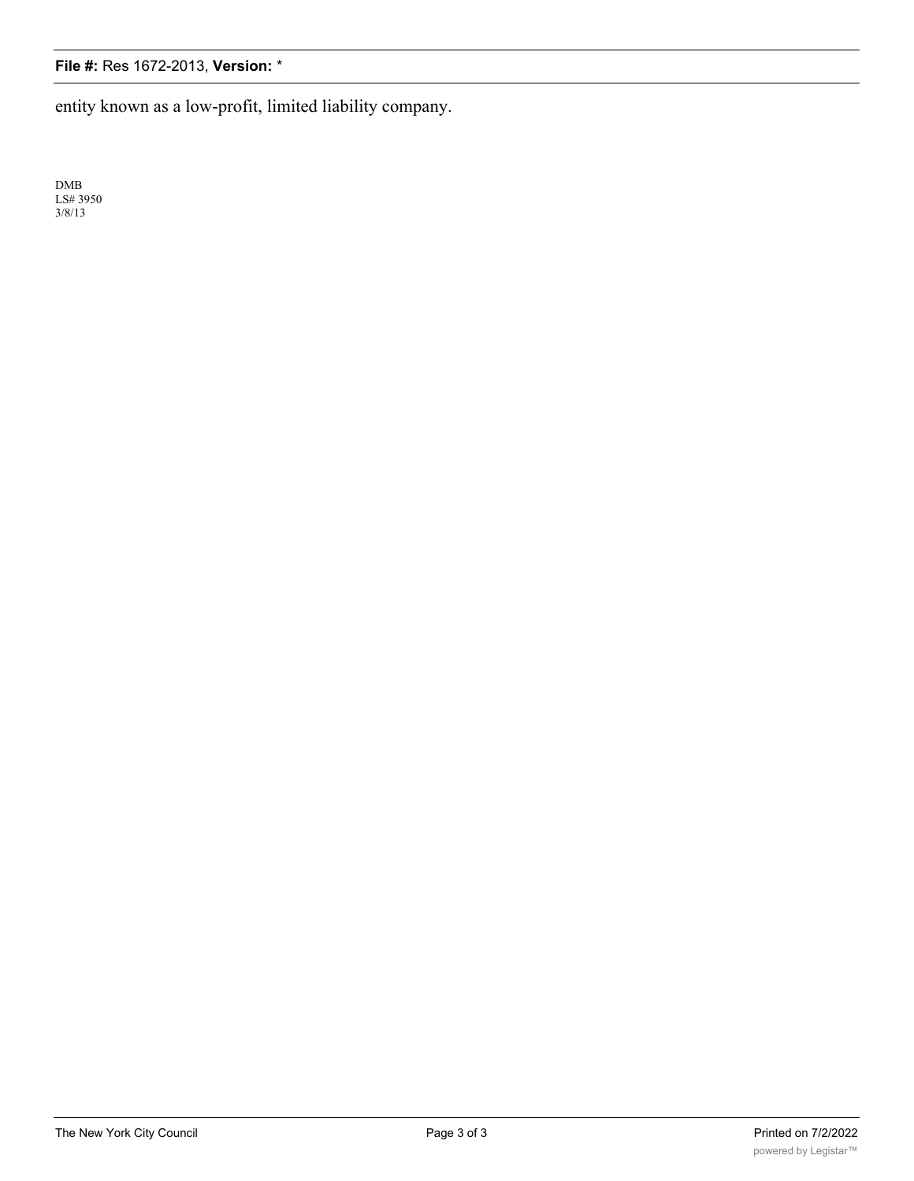entity known as a low-profit, limited liability company.

DMB
LS# 3950
3/8/13